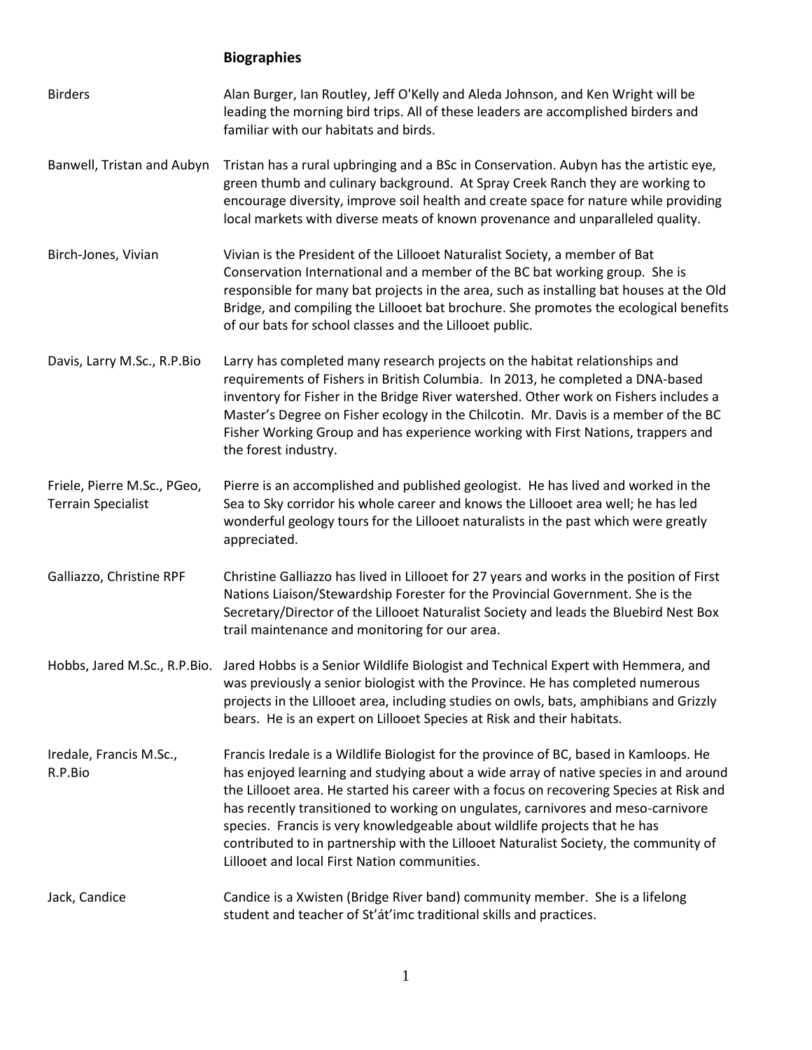## Biographies

**Birders** — Alan Burger, Ian Routley, Jeff O'Kelly and Aleda Johnson, and Ken Wright will be leading the morning bird trips. All of these leaders are accomplished birders and familiar with our habitats and birds.

**Banwell, Tristan and Aubyn** — Tristan has a rural upbringing and a BSc in Conservation. Aubyn has the artistic eye, green thumb and culinary background. At Spray Creek Ranch they are working to encourage diversity, improve soil health and create space for nature while providing local markets with diverse meats of known provenance and unparalleled quality.

**Birch-Jones, Vivian** — Vivian is the President of the Lillooet Naturalist Society, a member of Bat Conservation International and a member of the BC bat working group. She is responsible for many bat projects in the area, such as installing bat houses at the Old Bridge, and compiling the Lillooet bat brochure. She promotes the ecological benefits of our bats for school classes and the Lillooet public.

**Davis, Larry M.Sc., R.P.Bio** — Larry has completed many research projects on the habitat relationships and requirements of Fishers in British Columbia. In 2013, he completed a DNA-based inventory for Fisher in the Bridge River watershed. Other work on Fishers includes a Master's Degree on Fisher ecology in the Chilcotin. Mr. Davis is a member of the BC Fisher Working Group and has experience working with First Nations, trappers and the forest industry.

**Friele, Pierre M.Sc., PGeo, Terrain Specialist** — Pierre is an accomplished and published geologist. He has lived and worked in the Sea to Sky corridor his whole career and knows the Lillooet area well; he has led wonderful geology tours for the Lillooet naturalists in the past which were greatly appreciated.

**Galliazzo, Christine RPF** — Christine Galliazzo has lived in Lillooet for 27 years and works in the position of First Nations Liaison/Stewardship Forester for the Provincial Government. She is the Secretary/Director of the Lillooet Naturalist Society and leads the Bluebird Nest Box trail maintenance and monitoring for our area.

**Hobbs, Jared M.Sc., R.P.Bio.** — Jared Hobbs is a Senior Wildlife Biologist and Technical Expert with Hemmera, and was previously a senior biologist with the Province. He has completed numerous projects in the Lillooet area, including studies on owls, bats, amphibians and Grizzly bears. He is an expert on Lillooet Species at Risk and their habitats.

**Iredale, Francis M.Sc., R.P.Bio** — Francis Iredale is a Wildlife Biologist for the province of BC, based in Kamloops. He has enjoyed learning and studying about a wide array of native species in and around the Lillooet area. He started his career with a focus on recovering Species at Risk and has recently transitioned to working on ungulates, carnivores and meso-carnivore species. Francis is very knowledgeable about wildlife projects that he has contributed to in partnership with the Lillooet Naturalist Society, the community of Lillooet and local First Nation communities.

**Jack, Candice** — Candice is a Xwisten (Bridge River band) community member. She is a lifelong student and teacher of St'át'imc traditional skills and practices.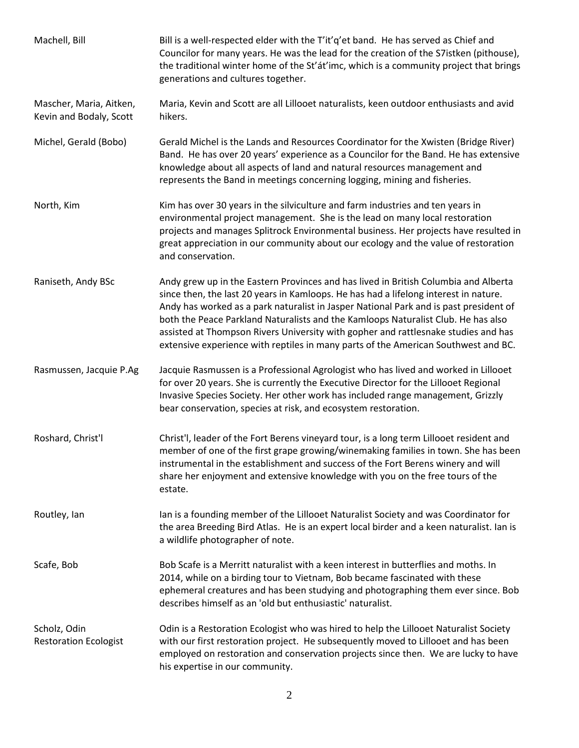| | |
|---|---|
| Machell, Bill | Bill is a well-respected elder with the T'it'q'et band. He has served as Chief and Councilor for many years. He was the lead for the creation of the S7istken (pithouse), the traditional winter home of the St'át'imc, which is a community project that brings generations and cultures together. |
| Mascher, Maria, Aitken, Kevin and Bodaly, Scott | Maria, Kevin and Scott are all Lillooet naturalists, keen outdoor enthusiasts and avid hikers. |
| Michel, Gerald (Bobo) | Gerald Michel is the Lands and Resources Coordinator for the Xwisten (Bridge River) Band. He has over 20 years' experience as a Councilor for the Band. He has extensive knowledge about all aspects of land and natural resources management and represents the Band in meetings concerning logging, mining and fisheries. |
| North, Kim | Kim has over 30 years in the silviculture and farm industries and ten years in environmental project management. She is the lead on many local restoration projects and manages Splitrock Environmental business. Her projects have resulted in great appreciation in our community about our ecology and the value of restoration and conservation. |
| Raniseth, Andy BSc | Andy grew up in the Eastern Provinces and has lived in British Columbia and Alberta since then, the last 20 years in Kamloops. He has had a lifelong interest in nature. Andy has worked as a park naturalist in Jasper National Park and is past president of both the Peace Parkland Naturalists and the Kamloops Naturalist Club. He has also assisted at Thompson Rivers University with gopher and rattlesnake studies and has extensive experience with reptiles in many parts of the American Southwest and BC. |
| Rasmussen, Jacquie P.Ag | Jacquie Rasmussen is a Professional Agrologist who has lived and worked in Lillooet for over 20 years. She is currently the Executive Director for the Lillooet Regional Invasive Species Society. Her other work has included range management, Grizzly bear conservation, species at risk, and ecosystem restoration. |
| Roshard, Christ'l | Christ'l, leader of the Fort Berens vineyard tour, is a long term Lillooet resident and member of one of the first grape growing/winemaking families in town. She has been instrumental in the establishment and success of the Fort Berens winery and will share her enjoyment and extensive knowledge with you on the free tours of the estate. |
| Routley, Ian | Ian is a founding member of the Lillooet Naturalist Society and was Coordinator for the area Breeding Bird Atlas. He is an expert local birder and a keen naturalist. Ian is a wildlife photographer of note. |
| Scafe, Bob | Bob Scafe is a Merritt naturalist with a keen interest in butterflies and moths. In 2014, while on a birding tour to Vietnam, Bob became fascinated with these ephemeral creatures and has been studying and photographing them ever since. Bob describes himself as an 'old but enthusiastic' naturalist. |
| Scholz, Odin Restoration Ecologist | Odin is a Restoration Ecologist who was hired to help the Lillooet Naturalist Society with our first restoration project. He subsequently moved to Lillooet and has been employed on restoration and conservation projects since then. We are lucky to have his expertise in our community. |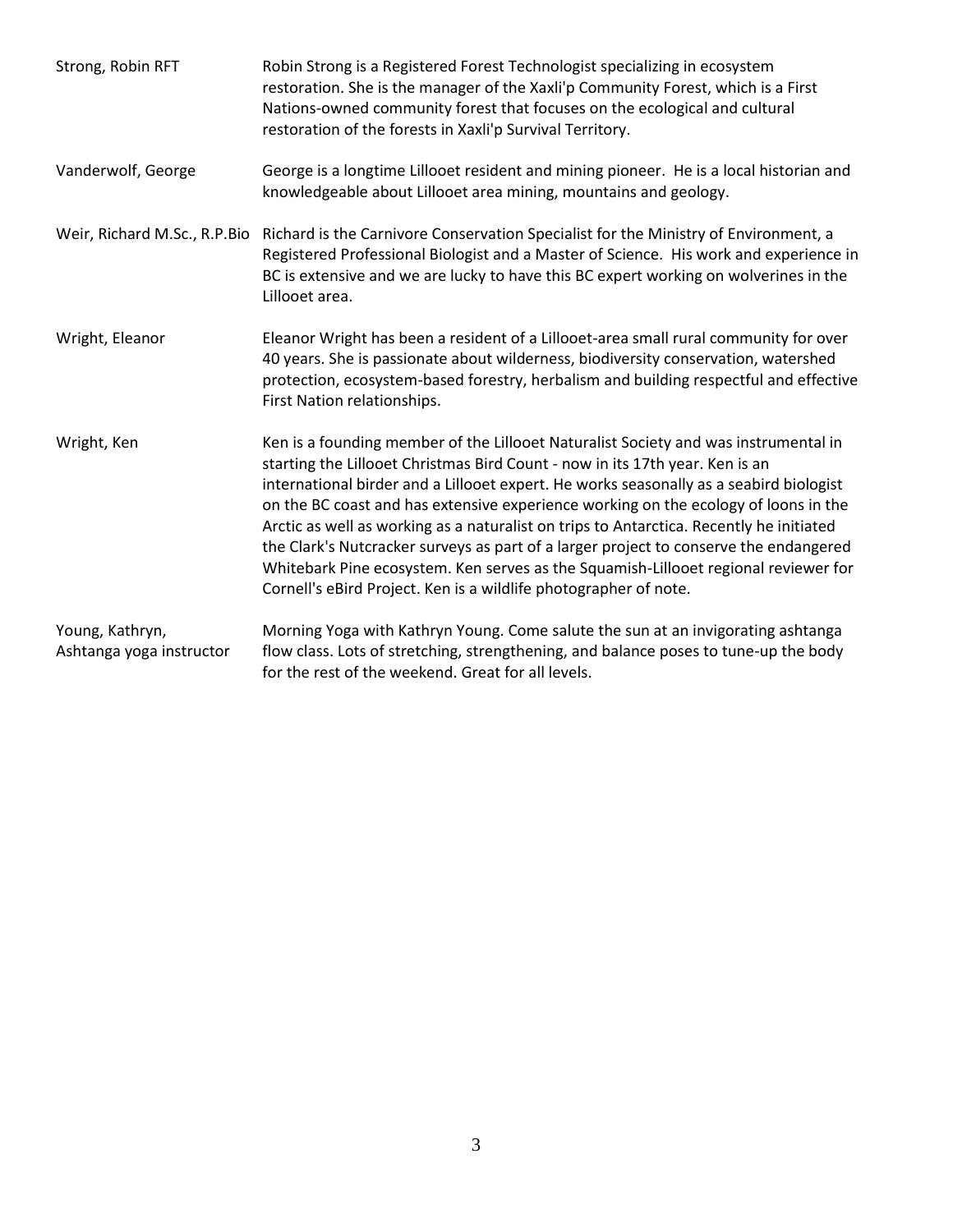| | |
|---|---|
| Strong, Robin RFT | Robin Strong is a Registered Forest Technologist specializing in ecosystem restoration. She is the manager of the Xaxli'p Community Forest, which is a First Nations-owned community forest that focuses on the ecological and cultural restoration of the forests in Xaxli'p Survival Territory. |
| Vanderwolf, George | George is a longtime Lillooet resident and mining pioneer. He is a local historian and knowledgeable about Lillooet area mining, mountains and geology. |
| Weir, Richard M.Sc., R.P.Bio | Richard is the Carnivore Conservation Specialist for the Ministry of Environment, a Registered Professional Biologist and a Master of Science. His work and experience in BC is extensive and we are lucky to have this BC expert working on wolverines in the Lillooet area. |
| Wright, Eleanor | Eleanor Wright has been a resident of a Lillooet-area small rural community for over 40 years. She is passionate about wilderness, biodiversity conservation, watershed protection, ecosystem-based forestry, herbalism and building respectful and effective First Nation relationships. |
| Wright, Ken | Ken is a founding member of the Lillooet Naturalist Society and was instrumental in starting the Lillooet Christmas Bird Count - now in its 17th year. Ken is an international birder and a Lillooet expert. He works seasonally as a seabird biologist on the BC coast and has extensive experience working on the ecology of loons in the Arctic as well as working as a naturalist on trips to Antarctica. Recently he initiated the Clark's Nutcracker surveys as part of a larger project to conserve the endangered Whitebark Pine ecosystem. Ken serves as the Squamish-Lillooet regional reviewer for Cornell's eBird Project. Ken is a wildlife photographer of note. |
| Young, Kathryn, Ashtanga yoga instructor | Morning Yoga with Kathryn Young. Come salute the sun at an invigorating ashtanga flow class. Lots of stretching, strengthening, and balance poses to tune-up the body for the rest of the weekend. Great for all levels. |